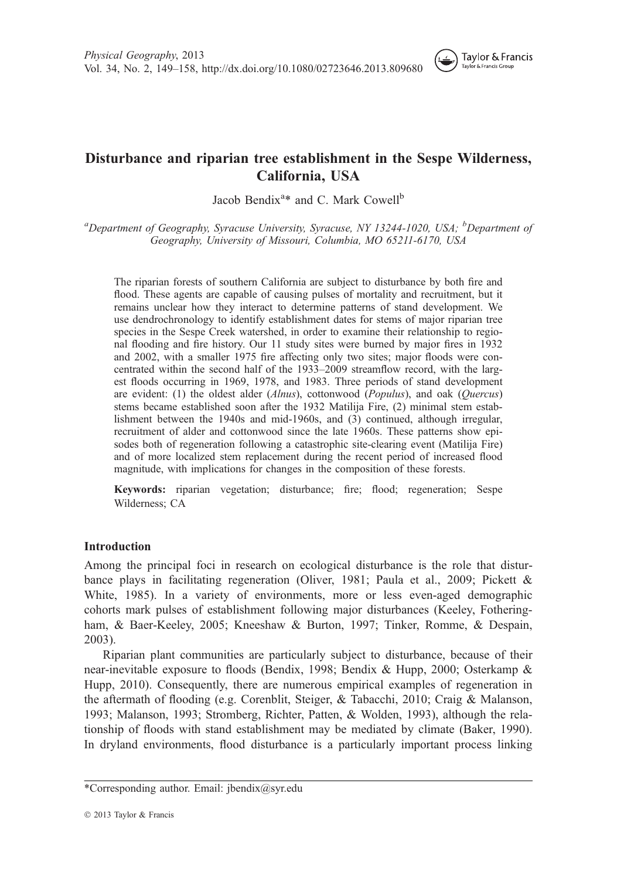# Disturbance and riparian tree establishment in the Sespe Wilderness, California, USA

Jacob Bendix[a]* and C. Mark Cowell[b]

[a]*Department of Geography, Syracuse University, Syracuse, NY 13244-1020, USA;* [b]*Department of Geography, University of Missouri, Columbia, MO 65211-6170, USA*

The riparian forests of southern California are subject to disturbance by both fire and flood. These agents are capable of causing pulses of mortality and recruitment, but it remains unclear how they interact to determine patterns of stand development. We use dendrochronology to identify establishment dates for stems of major riparian tree species in the Sespe Creek watershed, in order to examine their relationship to regional flooding and fire history. Our 11 study sites were burned by major fires in 1932 and 2002, with a smaller 1975 fire affecting only two sites; major floods were concentrated within the second half of the 1933–2009 streamflow record, with the largest floods occurring in 1969, 1978, and 1983. Three periods of stand development are evident: (1) the oldest alder (*Alnus*), cottonwood (*Populus*), and oak (*Quercus*) stems became established soon after the 1932 Matilija Fire, (2) minimal stem establishment between the 1940s and mid-1960s, and (3) continued, although irregular, recruitment of alder and cottonwood since the late 1960s. These patterns show episodes both of regeneration following a catastrophic site-clearing event (Matilija Fire) and of more localized stem replacement during the recent period of increased flood magnitude, with implications for changes in the composition of these forests.

**Keywords:** riparian vegetation; disturbance; fire; flood; regeneration; Sespe Wilderness; CA

## Introduction

Among the principal foci in research on ecological disturbance is the role that disturbance plays in facilitating regeneration (Oliver, 1981; Paula et al., 2009; Pickett & White, 1985). In a variety of environments, more or less even-aged demographic cohorts mark pulses of establishment following major disturbances (Keeley, Fotheringham, & Baer-Keeley, 2005; Kneeshaw & Burton, 1997; Tinker, Romme, & Despain, 2003).

Riparian plant communities are particularly subject to disturbance, because of their near-inevitable exposure to floods (Bendix, 1998; Bendix & Hupp, 2000; Osterkamp & Hupp, 2010). Consequently, there are numerous empirical examples of regeneration in the aftermath of flooding (e.g. Corenblit, Steiger, & Tabacchi, 2010; Craig & Malanson, 1993; Malanson, 1993; Stromberg, Richter, Patten, & Wolden, 1993), although the relationship of floods with stand establishment may be mediated by climate (Baker, 1990). In dryland environments, flood disturbance is a particularly important process linking

*Corresponding author. Email: jbendix@syr.edu

© 2013 Taylor & Francis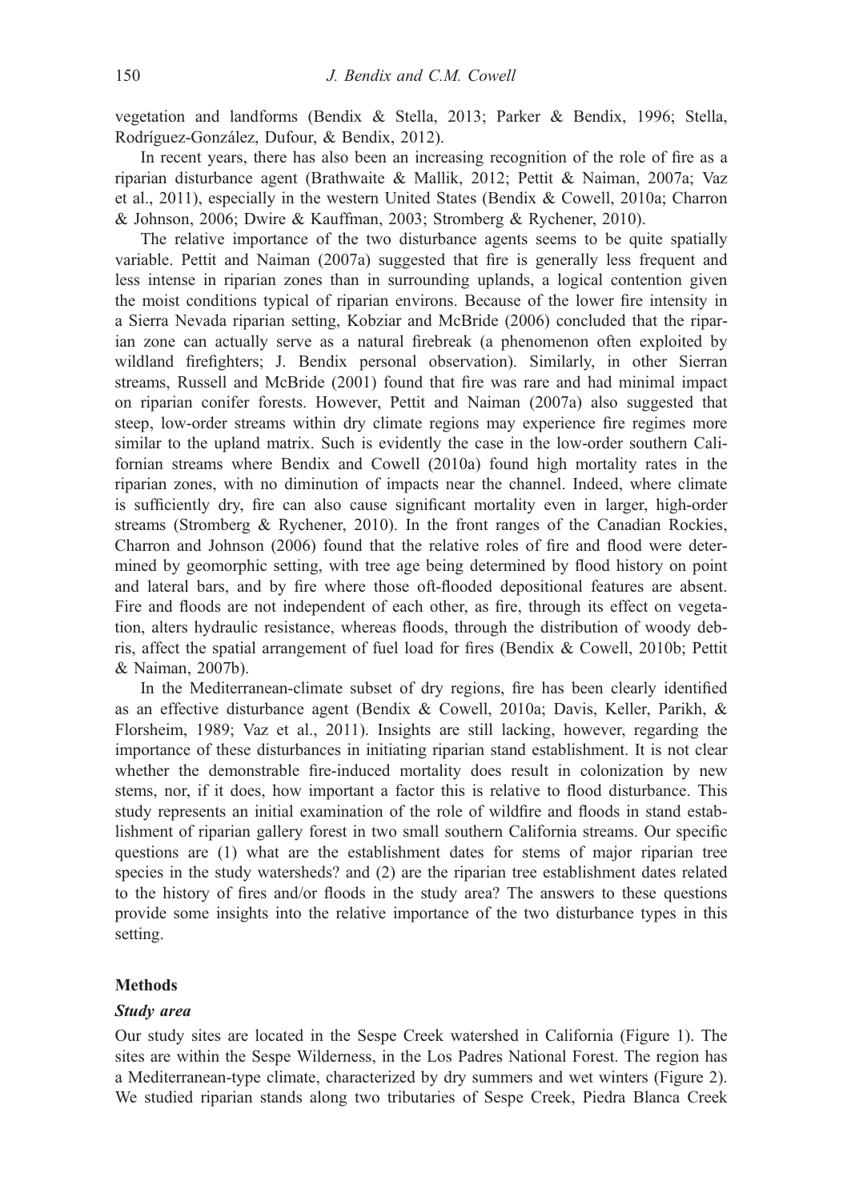vegetation and landforms (Bendix & Stella, 2013; Parker & Bendix, 1996; Stella, Rodríguez-González, Dufour, & Bendix, 2012).

In recent years, there has also been an increasing recognition of the role of fire as a riparian disturbance agent (Brathwaite & Mallik, 2012; Pettit & Naiman, 2007a; Vaz et al., 2011), especially in the western United States (Bendix & Cowell, 2010a; Charron & Johnson, 2006; Dwire & Kauffman, 2003; Stromberg & Rychener, 2010).

The relative importance of the two disturbance agents seems to be quite spatially variable. Pettit and Naiman (2007a) suggested that fire is generally less frequent and less intense in riparian zones than in surrounding uplands, a logical contention given the moist conditions typical of riparian environs. Because of the lower fire intensity in a Sierra Nevada riparian setting, Kobziar and McBride (2006) concluded that the riparian zone can actually serve as a natural firebreak (a phenomenon often exploited by wildland firefighters; J. Bendix personal observation). Similarly, in other Sierran streams, Russell and McBride (2001) found that fire was rare and had minimal impact on riparian conifer forests. However, Pettit and Naiman (2007a) also suggested that steep, low-order streams within dry climate regions may experience fire regimes more similar to the upland matrix. Such is evidently the case in the low-order southern Californian streams where Bendix and Cowell (2010a) found high mortality rates in the riparian zones, with no diminution of impacts near the channel. Indeed, where climate is sufficiently dry, fire can also cause significant mortality even in larger, high-order streams (Stromberg & Rychener, 2010). In the front ranges of the Canadian Rockies, Charron and Johnson (2006) found that the relative roles of fire and flood were determined by geomorphic setting, with tree age being determined by flood history on point and lateral bars, and by fire where those oft-flooded depositional features are absent. Fire and floods are not independent of each other, as fire, through its effect on vegetation, alters hydraulic resistance, whereas floods, through the distribution of woody debris, affect the spatial arrangement of fuel load for fires (Bendix & Cowell, 2010b; Pettit & Naiman, 2007b).

In the Mediterranean-climate subset of dry regions, fire has been clearly identified as an effective disturbance agent (Bendix & Cowell, 2010a; Davis, Keller, Parikh, & Florsheim, 1989; Vaz et al., 2011). Insights are still lacking, however, regarding the importance of these disturbances in initiating riparian stand establishment. It is not clear whether the demonstrable fire-induced mortality does result in colonization by new stems, nor, if it does, how important a factor this is relative to flood disturbance. This study represents an initial examination of the role of wildfire and floods in stand establishment of riparian gallery forest in two small southern California streams. Our specific questions are (1) what are the establishment dates for stems of major riparian tree species in the study watersheds? and (2) are the riparian tree establishment dates related to the history of fires and/or floods in the study area? The answers to these questions provide some insights into the relative importance of the two disturbance types in this setting.

## Methods

### *Study area*

Our study sites are located in the Sespe Creek watershed in California (Figure 1). The sites are within the Sespe Wilderness, in the Los Padres National Forest. The region has a Mediterranean-type climate, characterized by dry summers and wet winters (Figure 2). We studied riparian stands along two tributaries of Sespe Creek, Piedra Blanca Creek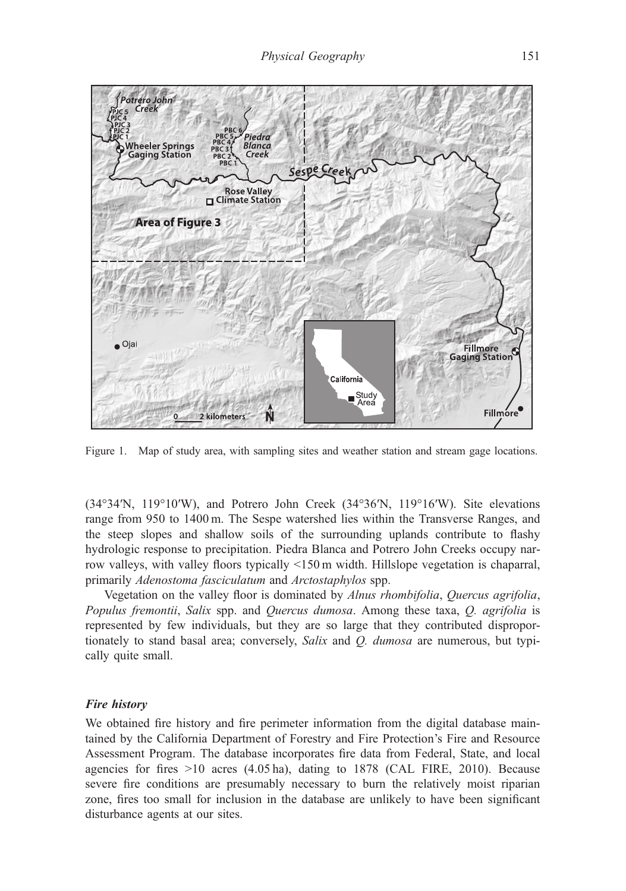Figure 1. Map of study area, with sampling sites and weather station and stream gage locations.

(34°34′N, 119°10′W), and Potrero John Creek (34°36′N, 119°16′W). Site elevations range from 950 to 1400 m. The Sespe watershed lies within the Transverse Ranges, and the steep slopes and shallow soils of the surrounding uplands contribute to flashy hydrologic response to precipitation. Piedra Blanca and Potrero John Creeks occupy narrow valleys, with valley floors typically <150 m width. Hillslope vegetation is chaparral, primarily *Adenostoma fasciculatum* and *Arctostaphylos* spp.

Vegetation on the valley floor is dominated by *Alnus rhombifolia*, *Quercus agrifolia*, *Populus fremontii*, *Salix* spp. and *Quercus dumosa*. Among these taxa, *Q. agrifolia* is represented by few individuals, but they are so large that they contributed disproportionately to stand basal area; conversely, *Salix* and *Q. dumosa* are numerous, but typically quite small.

### *Fire history*

We obtained fire history and fire perimeter information from the digital database maintained by the California Department of Forestry and Fire Protection's Fire and Resource Assessment Program. The database incorporates fire data from Federal, State, and local agencies for fires >10 acres (4.05 ha), dating to 1878 (CAL FIRE, 2010). Because severe fire conditions are presumably necessary to burn the relatively moist riparian zone, fires too small for inclusion in the database are unlikely to have been significant disturbance agents at our sites.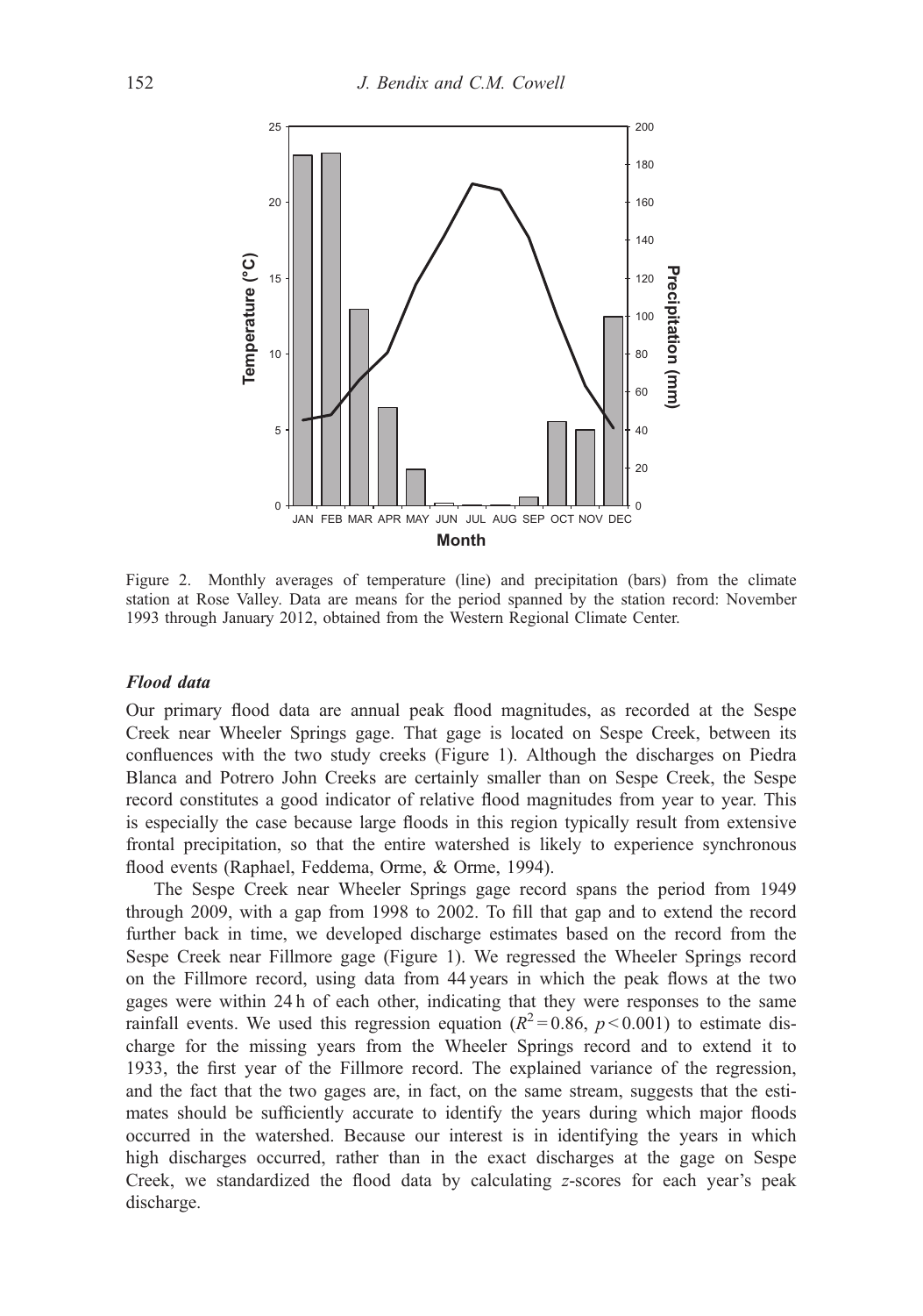Figure 2. Monthly averages of temperature (line) and precipitation (bars) from the climate station at Rose Valley. Data are means for the period spanned by the station record: November 1993 through January 2012, obtained from the Western Regional Climate Center.

### *Flood data*

Our primary flood data are annual peak flood magnitudes, as recorded at the Sespe Creek near Wheeler Springs gage. That gage is located on Sespe Creek, between its confluences with the two study creeks (Figure 1). Although the discharges on Piedra Blanca and Potrero John Creeks are certainly smaller than on Sespe Creek, the Sespe record constitutes a good indicator of relative flood magnitudes from year to year. This is especially the case because large floods in this region typically result from extensive frontal precipitation, so that the entire watershed is likely to experience synchronous flood events (Raphael, Feddema, Orme, & Orme, 1994).

The Sespe Creek near Wheeler Springs gage record spans the period from 1949 through 2009, with a gap from 1998 to 2002. To fill that gap and to extend the record further back in time, we developed discharge estimates based on the record from the Sespe Creek near Fillmore gage (Figure 1). We regressed the Wheeler Springs record on the Fillmore record, using data from 44 years in which the peak flows at the two gages were within 24 h of each other, indicating that they were responses to the same rainfall events. We used this regression equation ($R^2 = 0.86$, $p < 0.001$) to estimate discharge for the missing years from the Wheeler Springs record and to extend it to 1933, the first year of the Fillmore record. The explained variance of the regression, and the fact that the two gages are, in fact, on the same stream, suggests that the estimates should be sufficiently accurate to identify the years during which major floods occurred in the watershed. Because our interest is in identifying the years in which high discharges occurred, rather than in the exact discharges at the gage on Sespe Creek, we standardized the flood data by calculating *z*-scores for each year's peak discharge.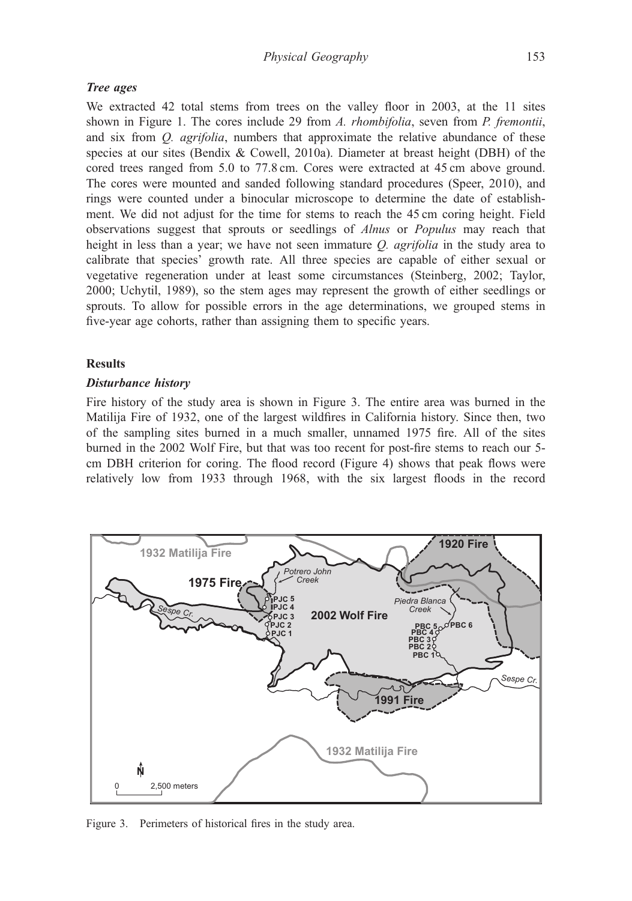### *Tree ages*

We extracted 42 total stems from trees on the valley floor in 2003, at the 11 sites shown in Figure 1. The cores include 29 from *A. rhombifolia*, seven from *P. fremontii*, and six from *Q. agrifolia*, numbers that approximate the relative abundance of these species at our sites (Bendix & Cowell, 2010a). Diameter at breast height (DBH) of the cored trees ranged from 5.0 to 77.8 cm. Cores were extracted at 45 cm above ground. The cores were mounted and sanded following standard procedures (Speer, 2010), and rings were counted under a binocular microscope to determine the date of establishment. We did not adjust for the time for stems to reach the 45 cm coring height. Field observations suggest that sprouts or seedlings of *Alnus* or *Populus* may reach that height in less than a year; we have not seen immature *Q. agrifolia* in the study area to calibrate that species' growth rate. All three species are capable of either sexual or vegetative regeneration under at least some circumstances (Steinberg, 2002; Taylor, 2000; Uchytil, 1989), so the stem ages may represent the growth of either seedlings or sprouts. To allow for possible errors in the age determinations, we grouped stems in five-year age cohorts, rather than assigning them to specific years.

## Results

### *Disturbance history*

Fire history of the study area is shown in Figure 3. The entire area was burned in the Matilija Fire of 1932, one of the largest wildfires in California history. Since then, two of the sampling sites burned in a much smaller, unnamed 1975 fire. All of the sites burned in the 2002 Wolf Fire, but that was too recent for post-fire stems to reach our 5-cm DBH criterion for coring. The flood record (Figure 4) shows that peak flows were relatively low from 1933 through 1968, with the six largest floods in the record

Figure 3. Perimeters of historical fires in the study area.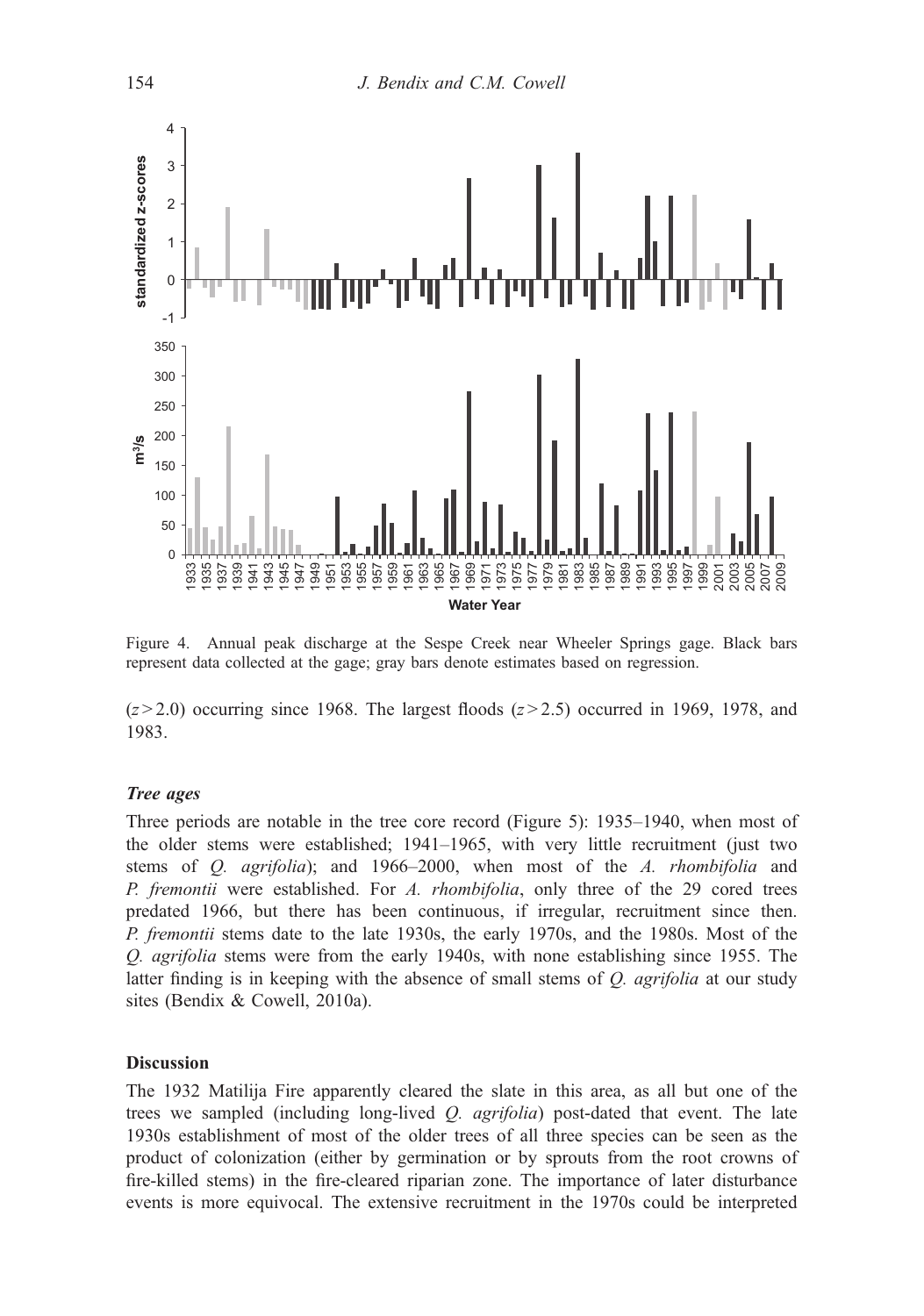Figure 4. Annual peak discharge at the Sespe Creek near Wheeler Springs gage. Black bars represent data collected at the gage; gray bars denote estimates based on regression.

($z > 2.0$) occurring since 1968. The largest floods ($z > 2.5$) occurred in 1969, 1978, and 1983.

### *Tree ages*

Three periods are notable in the tree core record (Figure 5): 1935–1940, when most of the older stems were established; 1941–1965, with very little recruitment (just two stems of *Q. agrifolia*); and 1966–2000, when most of the *A. rhombifolia* and *P. fremontii* were established. For *A. rhombifolia*, only three of the 29 cored trees predated 1966, but there has been continuous, if irregular, recruitment since then. *P. fremontii* stems date to the late 1930s, the early 1970s, and the 1980s. Most of the *Q. agrifolia* stems were from the early 1940s, with none establishing since 1955. The latter finding is in keeping with the absence of small stems of *Q. agrifolia* at our study sites (Bendix & Cowell, 2010a).

## Discussion

The 1932 Matilija Fire apparently cleared the slate in this area, as all but one of the trees we sampled (including long-lived *Q. agrifolia*) post-dated that event. The late 1930s establishment of most of the older trees of all three species can be seen as the product of colonization (either by germination or by sprouts from the root crowns of fire-killed stems) in the fire-cleared riparian zone. The importance of later disturbance events is more equivocal. The extensive recruitment in the 1970s could be interpreted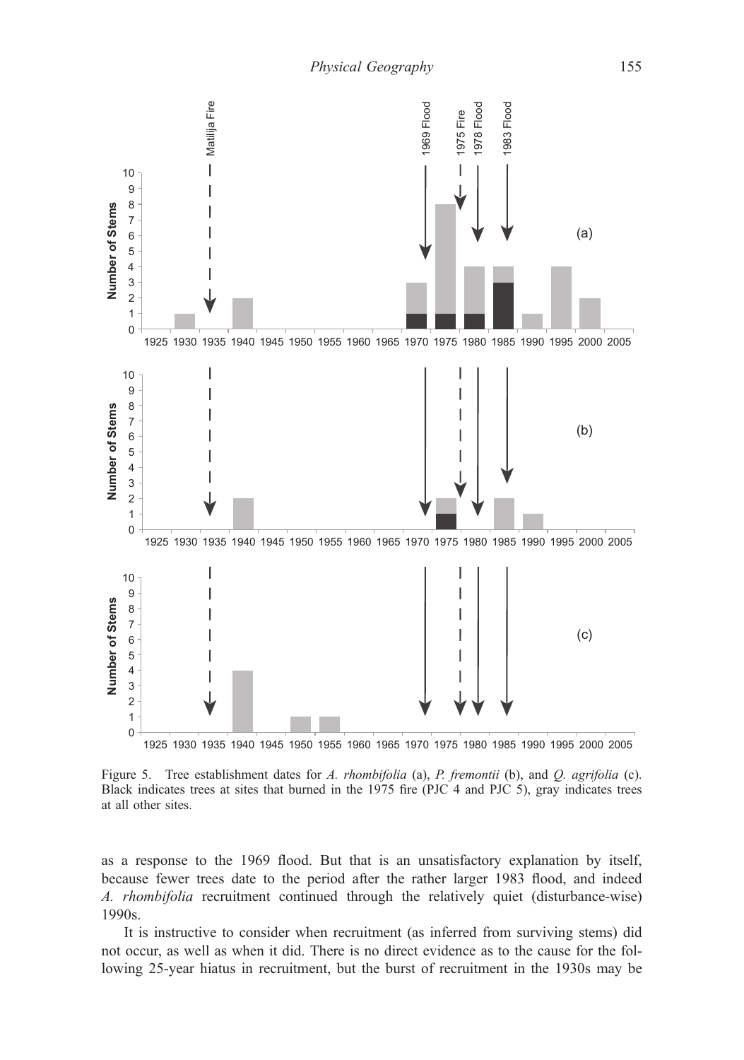Figure 5. Tree establishment dates for *A. rhombifolia* (a), *P. fremontii* (b), and *Q. agrifolia* (c). Black indicates trees at sites that burned in the 1975 fire (PJC 4 and PJC 5), gray indicates trees at all other sites.

as a response to the 1969 flood. But that is an unsatisfactory explanation by itself, because fewer trees date to the period after the rather larger 1983 flood, and indeed *A. rhombifolia* recruitment continued through the relatively quiet (disturbance-wise) 1990s.

It is instructive to consider when recruitment (as inferred from surviving stems) did not occur, as well as when it did. There is no direct evidence as to the cause for the following 25-year hiatus in recruitment, but the burst of recruitment in the 1930s may be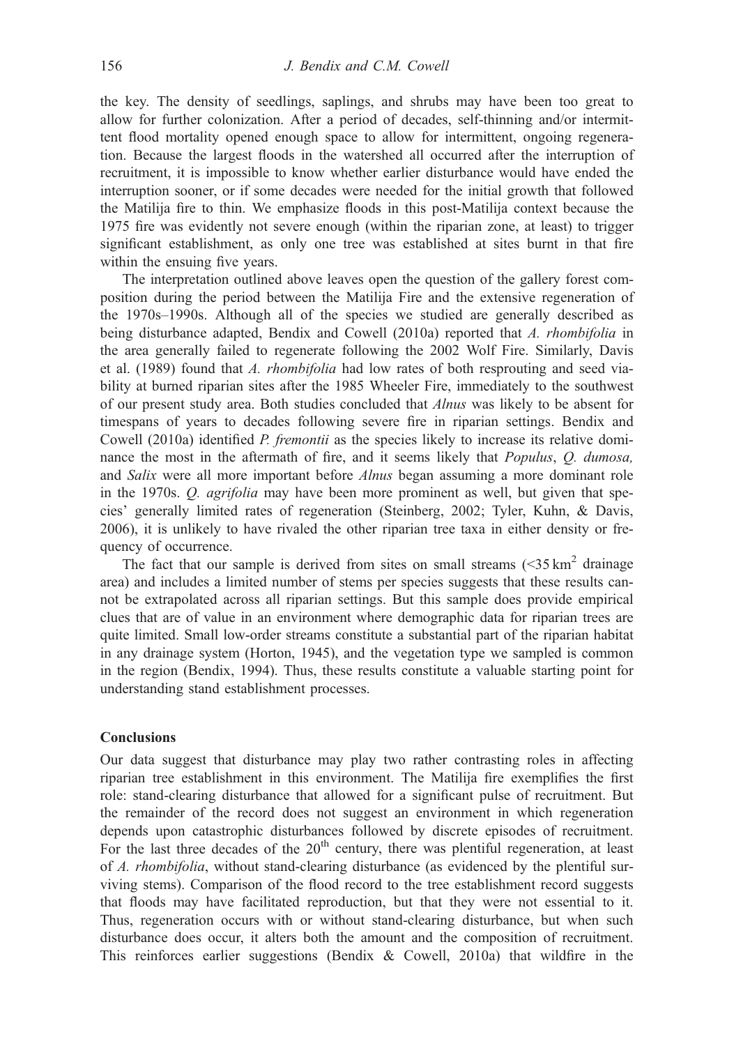the key. The density of seedlings, saplings, and shrubs may have been too great to allow for further colonization. After a period of decades, self-thinning and/or intermittent flood mortality opened enough space to allow for intermittent, ongoing regeneration. Because the largest floods in the watershed all occurred after the interruption of recruitment, it is impossible to know whether earlier disturbance would have ended the interruption sooner, or if some decades were needed for the initial growth that followed the Matilija fire to thin. We emphasize floods in this post-Matilija context because the 1975 fire was evidently not severe enough (within the riparian zone, at least) to trigger significant establishment, as only one tree was established at sites burnt in that fire within the ensuing five years.

The interpretation outlined above leaves open the question of the gallery forest composition during the period between the Matilija Fire and the extensive regeneration of the 1970s–1990s. Although all of the species we studied are generally described as being disturbance adapted, Bendix and Cowell (2010a) reported that *A. rhombifolia* in the area generally failed to regenerate following the 2002 Wolf Fire. Similarly, Davis et al. (1989) found that *A. rhombifolia* had low rates of both resprouting and seed viability at burned riparian sites after the 1985 Wheeler Fire, immediately to the southwest of our present study area. Both studies concluded that *Alnus* was likely to be absent for timespans of years to decades following severe fire in riparian settings. Bendix and Cowell (2010a) identified *P. fremontii* as the species likely to increase its relative dominance the most in the aftermath of fire, and it seems likely that *Populus*, *Q. dumosa,* and *Salix* were all more important before *Alnus* began assuming a more dominant role in the 1970s. *Q. agrifolia* may have been more prominent as well, but given that species' generally limited rates of regeneration (Steinberg, 2002; Tyler, Kuhn, & Davis, 2006), it is unlikely to have rivaled the other riparian tree taxa in either density or frequency of occurrence.

The fact that our sample is derived from sites on small streams (<35 km$^2$ drainage area) and includes a limited number of stems per species suggests that these results cannot be extrapolated across all riparian settings. But this sample does provide empirical clues that are of value in an environment where demographic data for riparian trees are quite limited. Small low-order streams constitute a substantial part of the riparian habitat in any drainage system (Horton, 1945), and the vegetation type we sampled is common in the region (Bendix, 1994). Thus, these results constitute a valuable starting point for understanding stand establishment processes.

## Conclusions

Our data suggest that disturbance may play two rather contrasting roles in affecting riparian tree establishment in this environment. The Matilija fire exemplifies the first role: stand-clearing disturbance that allowed for a significant pulse of recruitment. But the remainder of the record does not suggest an environment in which regeneration depends upon catastrophic disturbances followed by discrete episodes of recruitment. For the last three decades of the 20$^{th}$ century, there was plentiful regeneration, at least of *A. rhombifolia*, without stand-clearing disturbance (as evidenced by the plentiful surviving stems). Comparison of the flood record to the tree establishment record suggests that floods may have facilitated reproduction, but that they were not essential to it. Thus, regeneration occurs with or without stand-clearing disturbance, but when such disturbance does occur, it alters both the amount and the composition of recruitment. This reinforces earlier suggestions (Bendix & Cowell, 2010a) that wildfire in the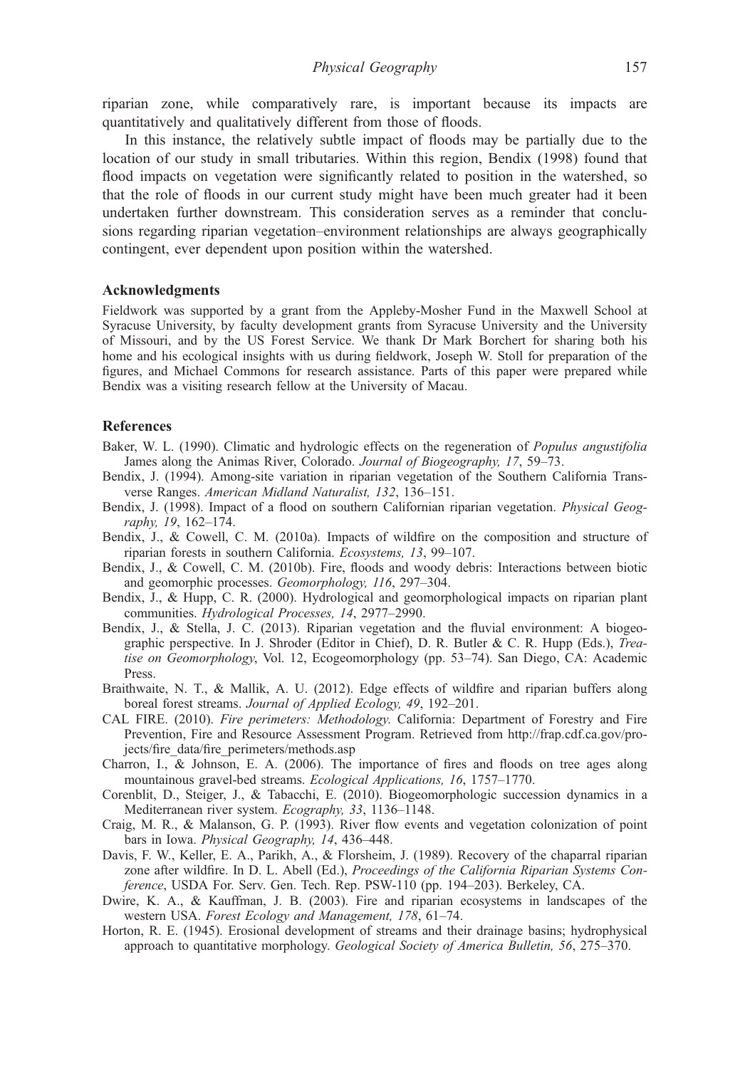riparian zone, while comparatively rare, is important because its impacts are quantitatively and qualitatively different from those of floods.

In this instance, the relatively subtle impact of floods may be partially due to the location of our study in small tributaries. Within this region, Bendix (1998) found that flood impacts on vegetation were significantly related to position in the watershed, so that the role of floods in our current study might have been much greater had it been undertaken further downstream. This consideration serves as a reminder that conclusions regarding riparian vegetation–environment relationships are always geographically contingent, ever dependent upon position within the watershed.

## Acknowledgments

Fieldwork was supported by a grant from the Appleby-Mosher Fund in the Maxwell School at Syracuse University, by faculty development grants from Syracuse University and the University of Missouri, and by the US Forest Service. We thank Dr Mark Borchert for sharing both his home and his ecological insights with us during fieldwork, Joseph W. Stoll for preparation of the figures, and Michael Commons for research assistance. Parts of this paper were prepared while Bendix was a visiting research fellow at the University of Macau.

## References

Baker, W. L. (1990). Climatic and hydrologic effects on the regeneration of *Populus angustifolia* James along the Animas River, Colorado. *Journal of Biogeography, 17*, 59–73.

Bendix, J. (1994). Among-site variation in riparian vegetation of the Southern California Transverse Ranges. *American Midland Naturalist, 132*, 136–151.

Bendix, J. (1998). Impact of a flood on southern Californian riparian vegetation. *Physical Geography, 19*, 162–174.

Bendix, J., & Cowell, C. M. (2010a). Impacts of wildfire on the composition and structure of riparian forests in southern California. *Ecosystems, 13*, 99–107.

Bendix, J., & Cowell, C. M. (2010b). Fire, floods and woody debris: Interactions between biotic and geomorphic processes. *Geomorphology, 116*, 297–304.

Bendix, J., & Hupp, C. R. (2000). Hydrological and geomorphological impacts on riparian plant communities. *Hydrological Processes, 14*, 2977–2990.

Bendix, J., & Stella, J. C. (2013). Riparian vegetation and the fluvial environment: A biogeographic perspective. In J. Shroder (Editor in Chief), D. R. Butler & C. R. Hupp (Eds.), *Treatise on Geomorphology*, Vol. 12, Ecogeomorphology (pp. 53–74). San Diego, CA: Academic Press.

Braithwaite, N. T., & Mallik, A. U. (2012). Edge effects of wildfire and riparian buffers along boreal forest streams. *Journal of Applied Ecology, 49*, 192–201.

CAL FIRE. (2010). *Fire perimeters: Methodology*. California: Department of Forestry and Fire Prevention, Fire and Resource Assessment Program. Retrieved from http://frap.cdf.ca.gov/projects/fire_data/fire_perimeters/methods.asp

Charron, I., & Johnson, E. A. (2006). The importance of fires and floods on tree ages along mountainous gravel-bed streams. *Ecological Applications, 16*, 1757–1770.

Corenblit, D., Steiger, J., & Tabacchi, E. (2010). Biogeomorphologic succession dynamics in a Mediterranean river system. *Ecography, 33*, 1136–1148.

Craig, M. R., & Malanson, G. P. (1993). River flow events and vegetation colonization of point bars in Iowa. *Physical Geography, 14*, 436–448.

Davis, F. W., Keller, E. A., Parikh, A., & Florsheim, J. (1989). Recovery of the chaparral riparian zone after wildfire. In D. L. Abell (Ed.), *Proceedings of the California Riparian Systems Conference*, USDA For. Serv. Gen. Tech. Rep. PSW-110 (pp. 194–203). Berkeley, CA.

Dwire, K. A., & Kauffman, J. B. (2003). Fire and riparian ecosystems in landscapes of the western USA. *Forest Ecology and Management, 178*, 61–74.

Horton, R. E. (1945). Erosional development of streams and their drainage basins; hydrophysical approach to quantitative morphology. *Geological Society of America Bulletin, 56*, 275–370.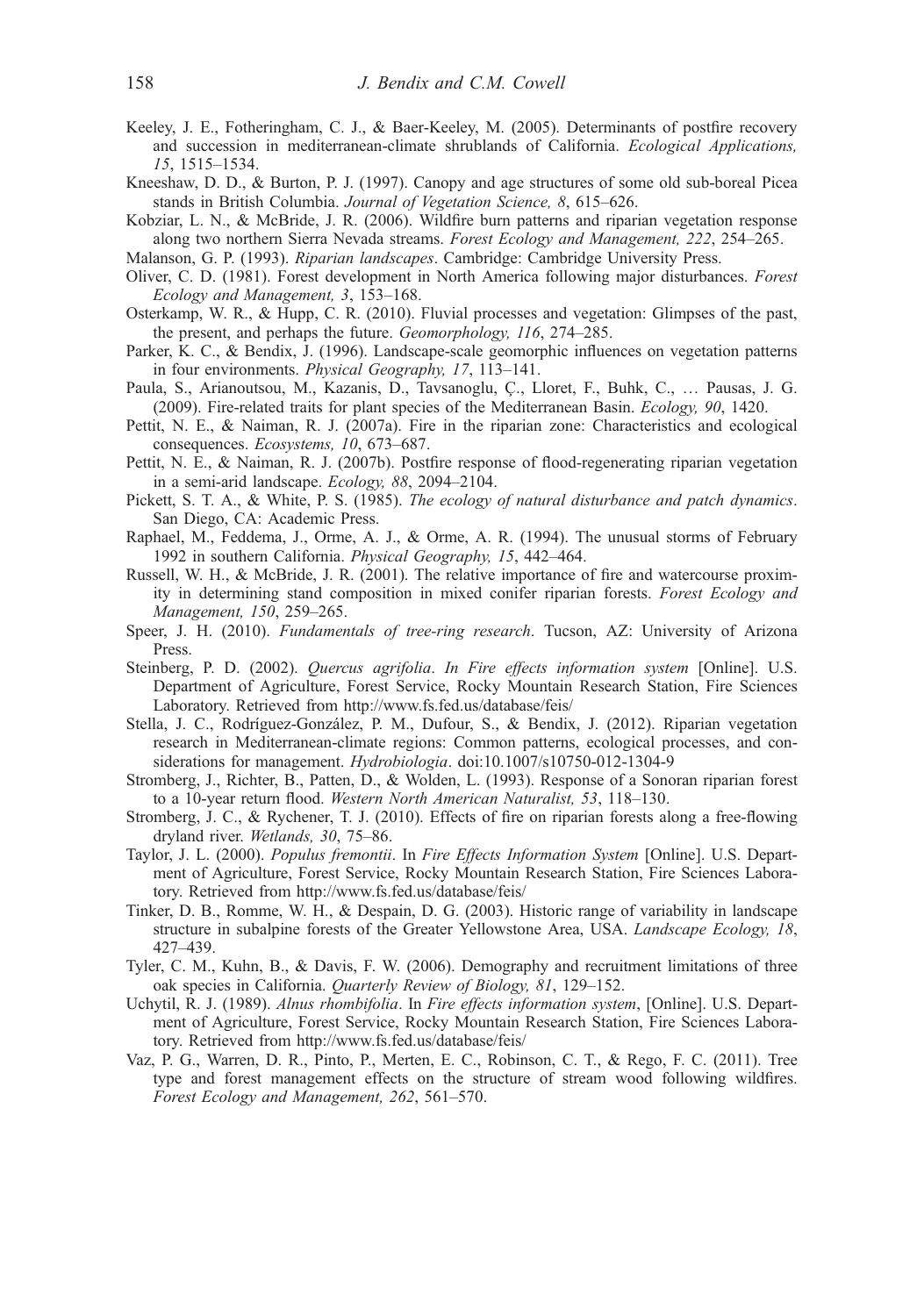Keeley, J. E., Fotheringham, C. J., & Baer-Keeley, M. (2005). Determinants of postfire recovery and succession in mediterranean-climate shrublands of California. *Ecological Applications, 15*, 1515–1534.

Kneeshaw, D. D., & Burton, P. J. (1997). Canopy and age structures of some old sub-boreal Picea stands in British Columbia. *Journal of Vegetation Science, 8*, 615–626.

Kobziar, L. N., & McBride, J. R. (2006). Wildfire burn patterns and riparian vegetation response along two northern Sierra Nevada streams. *Forest Ecology and Management, 222*, 254–265.

Malanson, G. P. (1993). *Riparian landscapes*. Cambridge: Cambridge University Press.

Oliver, C. D. (1981). Forest development in North America following major disturbances. *Forest Ecology and Management, 3*, 153–168.

Osterkamp, W. R., & Hupp, C. R. (2010). Fluvial processes and vegetation: Glimpses of the past, the present, and perhaps the future. *Geomorphology, 116*, 274–285.

Parker, K. C., & Bendix, J. (1996). Landscape-scale geomorphic influences on vegetation patterns in four environments. *Physical Geography, 17*, 113–141.

Paula, S., Arianoutsou, M., Kazanis, D., Tavsanoglu, Ç., Lloret, F., Buhk, C., … Pausas, J. G. (2009). Fire-related traits for plant species of the Mediterranean Basin. *Ecology, 90*, 1420.

Pettit, N. E., & Naiman, R. J. (2007a). Fire in the riparian zone: Characteristics and ecological consequences. *Ecosystems, 10*, 673–687.

Pettit, N. E., & Naiman, R. J. (2007b). Postfire response of flood-regenerating riparian vegetation in a semi-arid landscape. *Ecology, 88*, 2094–2104.

Pickett, S. T. A., & White, P. S. (1985). *The ecology of natural disturbance and patch dynamics*. San Diego, CA: Academic Press.

Raphael, M., Feddema, J., Orme, A. J., & Orme, A. R. (1994). The unusual storms of February 1992 in southern California. *Physical Geography, 15*, 442–464.

Russell, W. H., & McBride, J. R. (2001). The relative importance of fire and watercourse proximity in determining stand composition in mixed conifer riparian forests. *Forest Ecology and Management, 150*, 259–265.

Speer, J. H. (2010). *Fundamentals of tree-ring research*. Tucson, AZ: University of Arizona Press.

Steinberg, P. D. (2002). *Quercus agrifolia*. *In Fire effects information system* [Online]. U.S. Department of Agriculture, Forest Service, Rocky Mountain Research Station, Fire Sciences Laboratory. Retrieved from http://www.fs.fed.us/database/feis/

Stella, J. C., Rodríguez-González, P. M., Dufour, S., & Bendix, J. (2012). Riparian vegetation research in Mediterranean-climate regions: Common patterns, ecological processes, and considerations for management. *Hydrobiologia*. doi:10.1007/s10750-012-1304-9

Stromberg, J., Richter, B., Patten, D., & Wolden, L. (1993). Response of a Sonoran riparian forest to a 10-year return flood. *Western North American Naturalist, 53*, 118–130.

Stromberg, J. C., & Rychener, T. J. (2010). Effects of fire on riparian forests along a free-flowing dryland river. *Wetlands, 30*, 75–86.

Taylor, J. L. (2000). *Populus fremontii*. In *Fire Effects Information System* [Online]. U.S. Department of Agriculture, Forest Service, Rocky Mountain Research Station, Fire Sciences Laboratory. Retrieved from http://www.fs.fed.us/database/feis/

Tinker, D. B., Romme, W. H., & Despain, D. G. (2003). Historic range of variability in landscape structure in subalpine forests of the Greater Yellowstone Area, USA. *Landscape Ecology, 18*, 427–439.

Tyler, C. M., Kuhn, B., & Davis, F. W. (2006). Demography and recruitment limitations of three oak species in California. *Quarterly Review of Biology, 81*, 129–152.

Uchytil, R. J. (1989). *Alnus rhombifolia*. In *Fire effects information system*, [Online]. U.S. Department of Agriculture, Forest Service, Rocky Mountain Research Station, Fire Sciences Laboratory. Retrieved from http://www.fs.fed.us/database/feis/

Vaz, P. G., Warren, D. R., Pinto, P., Merten, E. C., Robinson, C. T., & Rego, F. C. (2011). Tree type and forest management effects on the structure of stream wood following wildfires. *Forest Ecology and Management, 262*, 561–570.